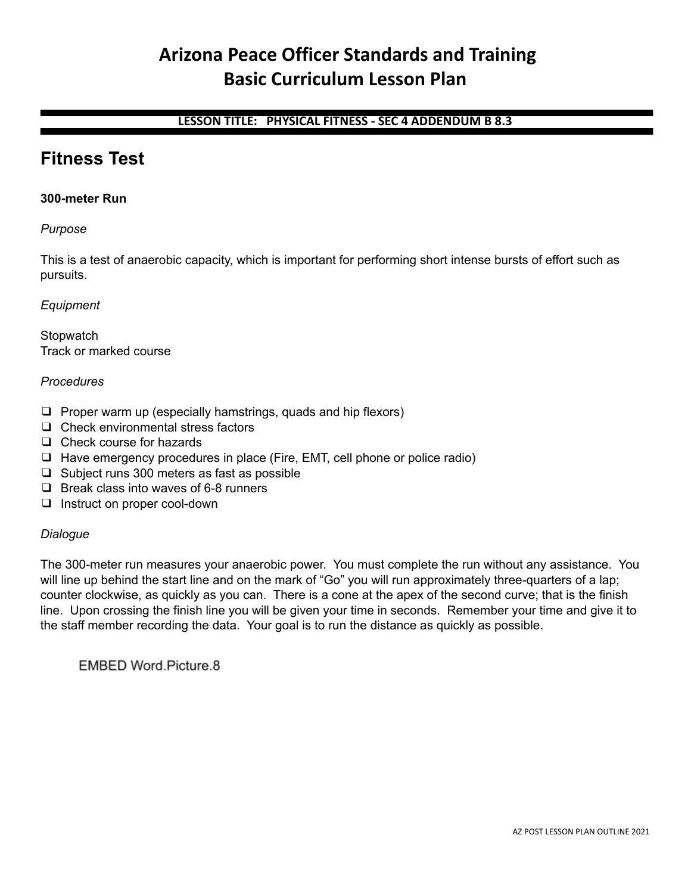# Arizona Peace Officer Standards and Training
# Basic Curriculum Lesson Plan

**LESSON TITLE: PHYSICAL FITNESS - SEC 4 ADDENDUM B 8.3**

## Fitness Test

**300-meter Run**

*Purpose*

This is a test of anaerobic capacity, which is important for performing short intense bursts of effort such as pursuits.

*Equipment*

Stopwatch
Track or marked course

*Procedures*

- ❑ Proper warm up (especially hamstrings, quads and hip flexors)
- ❑ Check environmental stress factors
- ❑ Check course for hazards
- ❑ Have emergency procedures in place (Fire, EMT, cell phone or police radio)
- ❑ Subject runs 300 meters as fast as possible
- ❑ Break class into waves of 6-8 runners
- ❑ Instruct on proper cool-down

*Dialogue*

The 300-meter run measures your anaerobic power. You must complete the run without any assistance. You will line up behind the start line and on the mark of "Go" you will run approximately three-quarters of a lap; counter clockwise, as quickly as you can. There is a cone at the apex of the second curve; that is the finish line. Upon crossing the finish line you will be given your time in seconds. Remember your time and give it to the staff member recording the data. Your goal is to run the distance as quickly as possible.

EMBED Word.Picture.8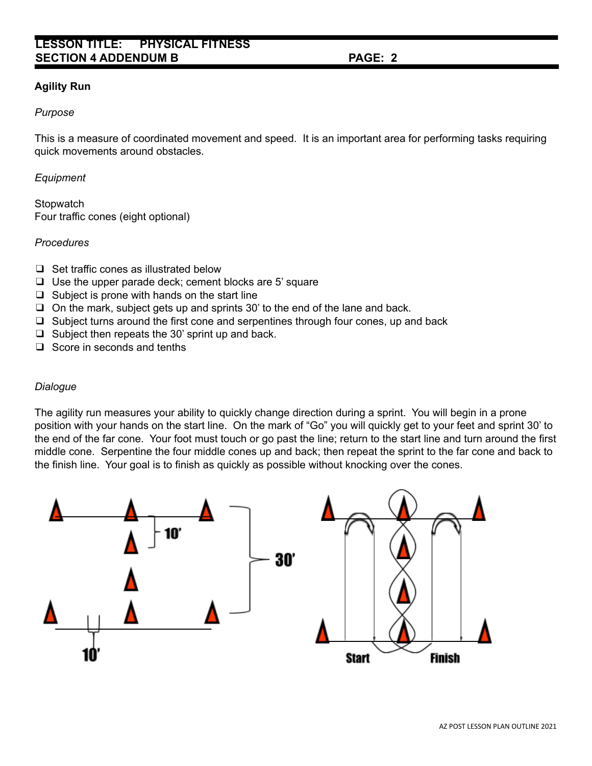**Agility Run**

*Purpose*

This is a measure of coordinated movement and speed. It is an important area for performing tasks requiring quick movements around obstacles.

*Equipment*

Stopwatch
Four traffic cones (eight optional)

*Procedures*

- Set traffic cones as illustrated below
- Use the upper parade deck; cement blocks are 5' square
- Subject is prone with hands on the start line
- On the mark, subject gets up and sprints 30' to the end of the lane and back.
- Subject turns around the first cone and serpentines through four cones, up and back
- Subject then repeats the 30' sprint up and back.
- Score in seconds and tenths

*Dialogue*

The agility run measures your ability to quickly change direction during a sprint. You will begin in a prone position with your hands on the start line. On the mark of "Go" you will quickly get to your feet and sprint 30' to the end of the far cone. Your foot must touch or go past the line; return to the start line and turn around the first middle cone. Serpentine the four middle cones up and back; then repeat the sprint to the far cone and back to the finish line. Your goal is to finish as quickly as possible without knocking over the cones.

10' 30' 10'

Start Finish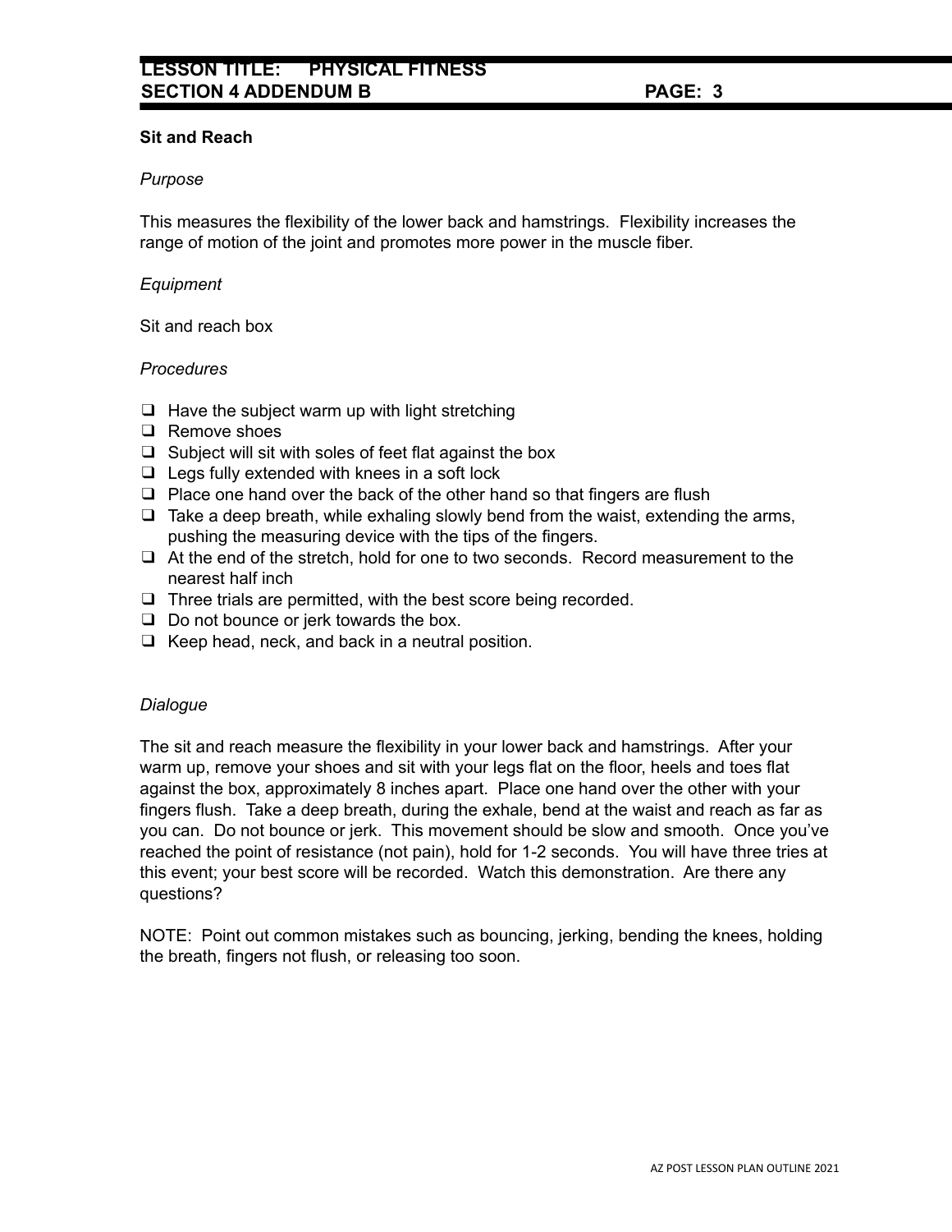## Sit and Reach

*Purpose*

This measures the flexibility of the lower back and hamstrings. Flexibility increases the range of motion of the joint and promotes more power in the muscle fiber.

*Equipment*

Sit and reach box

*Procedures*

- ❑ Have the subject warm up with light stretching
- ❑ Remove shoes
- ❑ Subject will sit with soles of feet flat against the box
- ❑ Legs fully extended with knees in a soft lock
- ❑ Place one hand over the back of the other hand so that fingers are flush
- ❑ Take a deep breath, while exhaling slowly bend from the waist, extending the arms, pushing the measuring device with the tips of the fingers.
- ❑ At the end of the stretch, hold for one to two seconds. Record measurement to the nearest half inch
- ❑ Three trials are permitted, with the best score being recorded.
- ❑ Do not bounce or jerk towards the box.
- ❑ Keep head, neck, and back in a neutral position.

*Dialogue*

The sit and reach measure the flexibility in your lower back and hamstrings. After your warm up, remove your shoes and sit with your legs flat on the floor, heels and toes flat against the box, approximately 8 inches apart. Place one hand over the other with your fingers flush. Take a deep breath, during the exhale, bend at the waist and reach as far as you can. Do not bounce or jerk. This movement should be slow and smooth. Once you've reached the point of resistance (not pain), hold for 1-2 seconds. You will have three tries at this event; your best score will be recorded. Watch this demonstration. Are there any questions?

NOTE: Point out common mistakes such as bouncing, jerking, bending the knees, holding the breath, fingers not flush, or releasing too soon.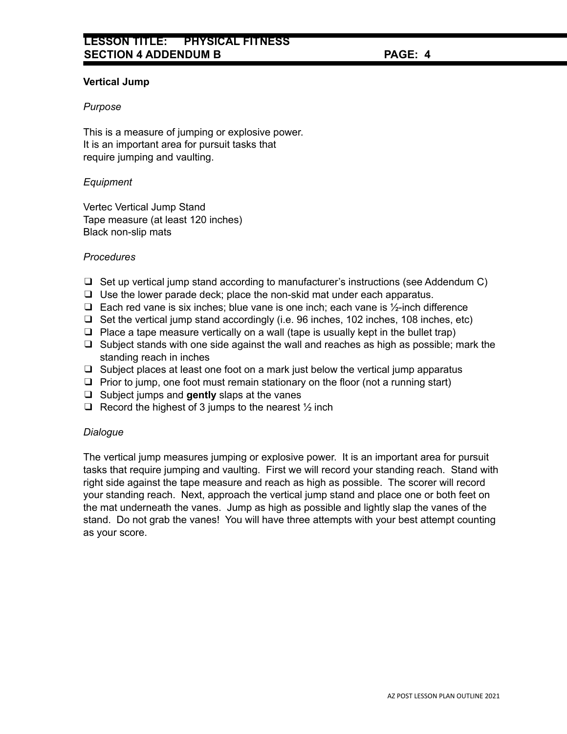## Vertical Jump

*Purpose*

This is a measure of jumping or explosive power.
It is an important area for pursuit tasks that
require jumping and vaulting.

*Equipment*

Vertec Vertical Jump Stand
Tape measure (at least 120 inches)
Black non-slip mats

*Procedures*

- ❑ Set up vertical jump stand according to manufacturer's instructions (see Addendum C)
- ❑ Use the lower parade deck; place the non-skid mat under each apparatus.
- ❑ Each red vane is six inches; blue vane is one inch; each vane is ½-inch difference
- ❑ Set the vertical jump stand accordingly (i.e. 96 inches, 102 inches, 108 inches, etc)
- ❑ Place a tape measure vertically on a wall (tape is usually kept in the bullet trap)
- ❑ Subject stands with one side against the wall and reaches as high as possible; mark the standing reach in inches
- ❑ Subject places at least one foot on a mark just below the vertical jump apparatus
- ❑ Prior to jump, one foot must remain stationary on the floor (not a running start)
- ❑ Subject jumps and **gently** slaps at the vanes
- ❑ Record the highest of 3 jumps to the nearest ½ inch

*Dialogue*

The vertical jump measures jumping or explosive power. It is an important area for pursuit tasks that require jumping and vaulting. First we will record your standing reach. Stand with right side against the tape measure and reach as high as possible. The scorer will record your standing reach. Next, approach the vertical jump stand and place one or both feet on the mat underneath the vanes. Jump as high as possible and lightly slap the vanes of the stand. Do not grab the vanes! You will have three attempts with your best attempt counting as your score.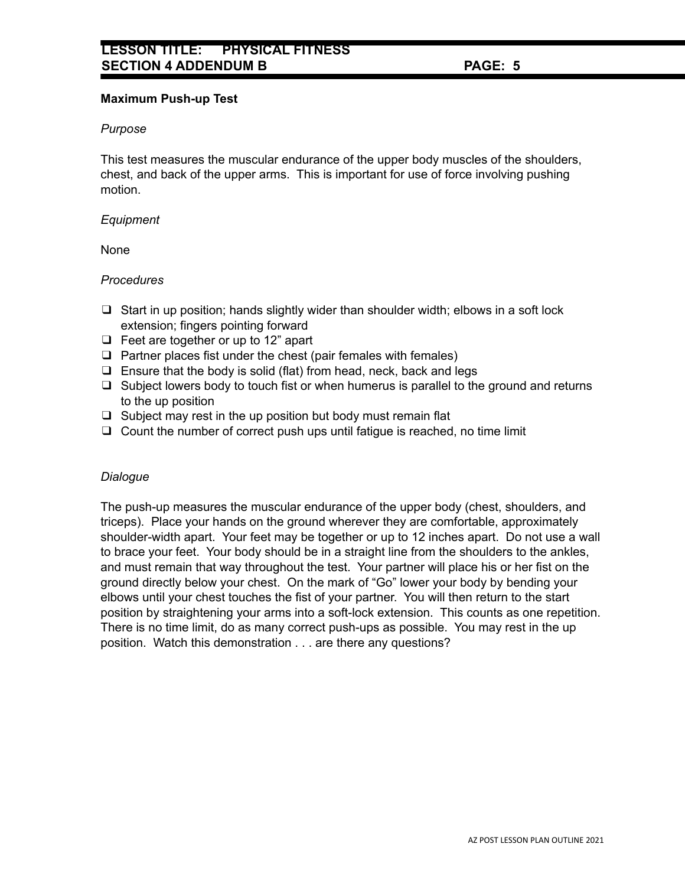**Maximum Push-up Test**

*Purpose*

This test measures the muscular endurance of the upper body muscles of the shoulders, chest, and back of the upper arms. This is important for use of force involving pushing motion.

*Equipment*

None

*Procedures*

- ❑ Start in up position; hands slightly wider than shoulder width; elbows in a soft lock extension; fingers pointing forward
- ❑ Feet are together or up to 12" apart
- ❑ Partner places fist under the chest (pair females with females)
- ❑ Ensure that the body is solid (flat) from head, neck, back and legs
- ❑ Subject lowers body to touch fist or when humerus is parallel to the ground and returns to the up position
- ❑ Subject may rest in the up position but body must remain flat
- ❑ Count the number of correct push ups until fatigue is reached, no time limit

*Dialogue*

The push-up measures the muscular endurance of the upper body (chest, shoulders, and triceps). Place your hands on the ground wherever they are comfortable, approximately shoulder-width apart. Your feet may be together or up to 12 inches apart. Do not use a wall to brace your feet. Your body should be in a straight line from the shoulders to the ankles, and must remain that way throughout the test. Your partner will place his or her fist on the ground directly below your chest. On the mark of "Go" lower your body by bending your elbows until your chest touches the fist of your partner. You will then return to the start position by straightening your arms into a soft-lock extension. This counts as one repetition. There is no time limit, do as many correct push-ups as possible. You may rest in the up position. Watch this demonstration . . . are there any questions?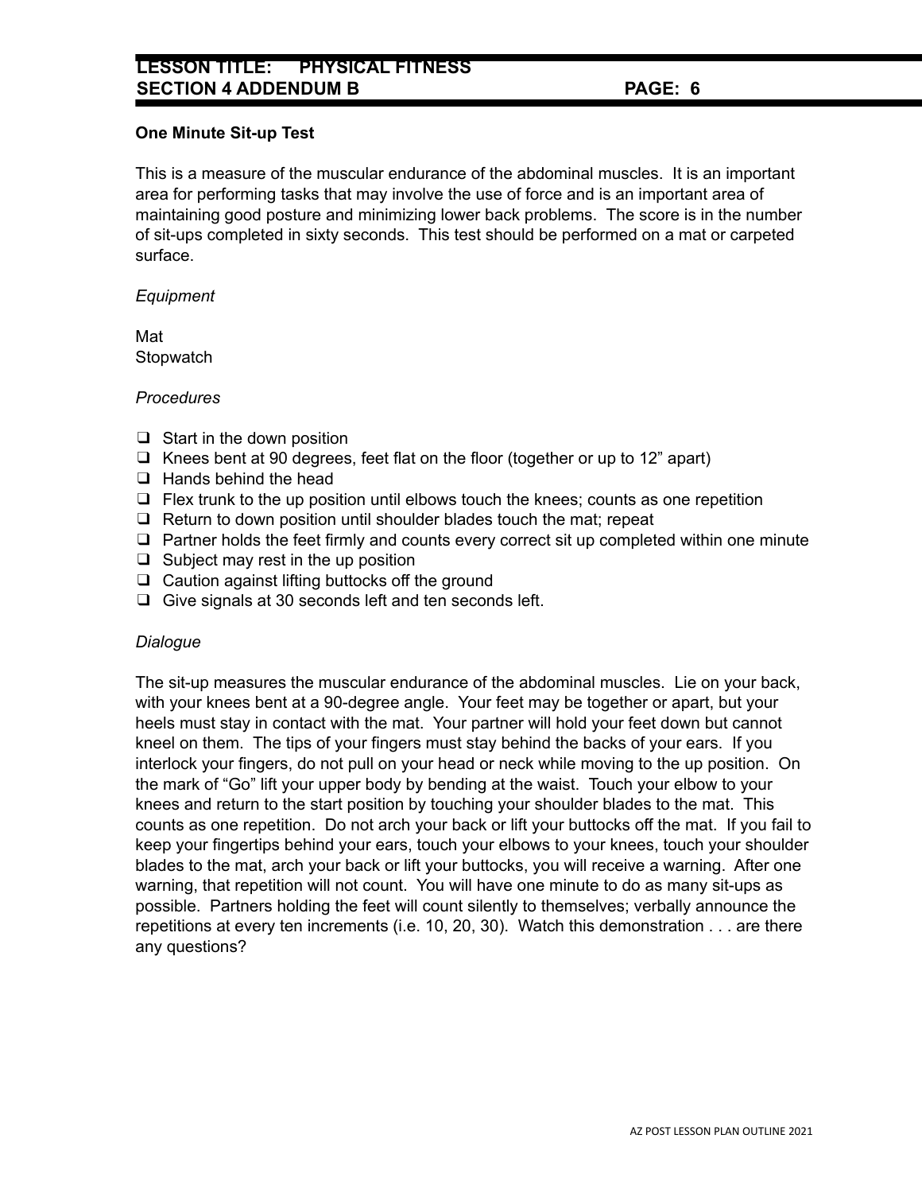### One Minute Sit-up Test

This is a measure of the muscular endurance of the abdominal muscles. It is an important area for performing tasks that may involve the use of force and is an important area of maintaining good posture and minimizing lower back problems. The score is in the number of sit-ups completed in sixty seconds. This test should be performed on a mat or carpeted surface.

*Equipment*

Mat
Stopwatch

*Procedures*

- ❑ Start in the down position
- ❑ Knees bent at 90 degrees, feet flat on the floor (together or up to 12” apart)
- ❑ Hands behind the head
- ❑ Flex trunk to the up position until elbows touch the knees; counts as one repetition
- ❑ Return to down position until shoulder blades touch the mat; repeat
- ❑ Partner holds the feet firmly and counts every correct sit up completed within one minute
- ❑ Subject may rest in the up position
- ❑ Caution against lifting buttocks off the ground
- ❑ Give signals at 30 seconds left and ten seconds left.

*Dialogue*

The sit-up measures the muscular endurance of the abdominal muscles. Lie on your back, with your knees bent at a 90-degree angle. Your feet may be together or apart, but your heels must stay in contact with the mat. Your partner will hold your feet down but cannot kneel on them. The tips of your fingers must stay behind the backs of your ears. If you interlock your fingers, do not pull on your head or neck while moving to the up position. On the mark of “Go” lift your upper body by bending at the waist. Touch your elbow to your knees and return to the start position by touching your shoulder blades to the mat. This counts as one repetition. Do not arch your back or lift your buttocks off the mat. If you fail to keep your fingertips behind your ears, touch your elbows to your knees, touch your shoulder blades to the mat, arch your back or lift your buttocks, you will receive a warning. After one warning, that repetition will not count. You will have one minute to do as many sit-ups as possible. Partners holding the feet will count silently to themselves; verbally announce the repetitions at every ten increments (i.e. 10, 20, 30). Watch this demonstration . . . are there any questions?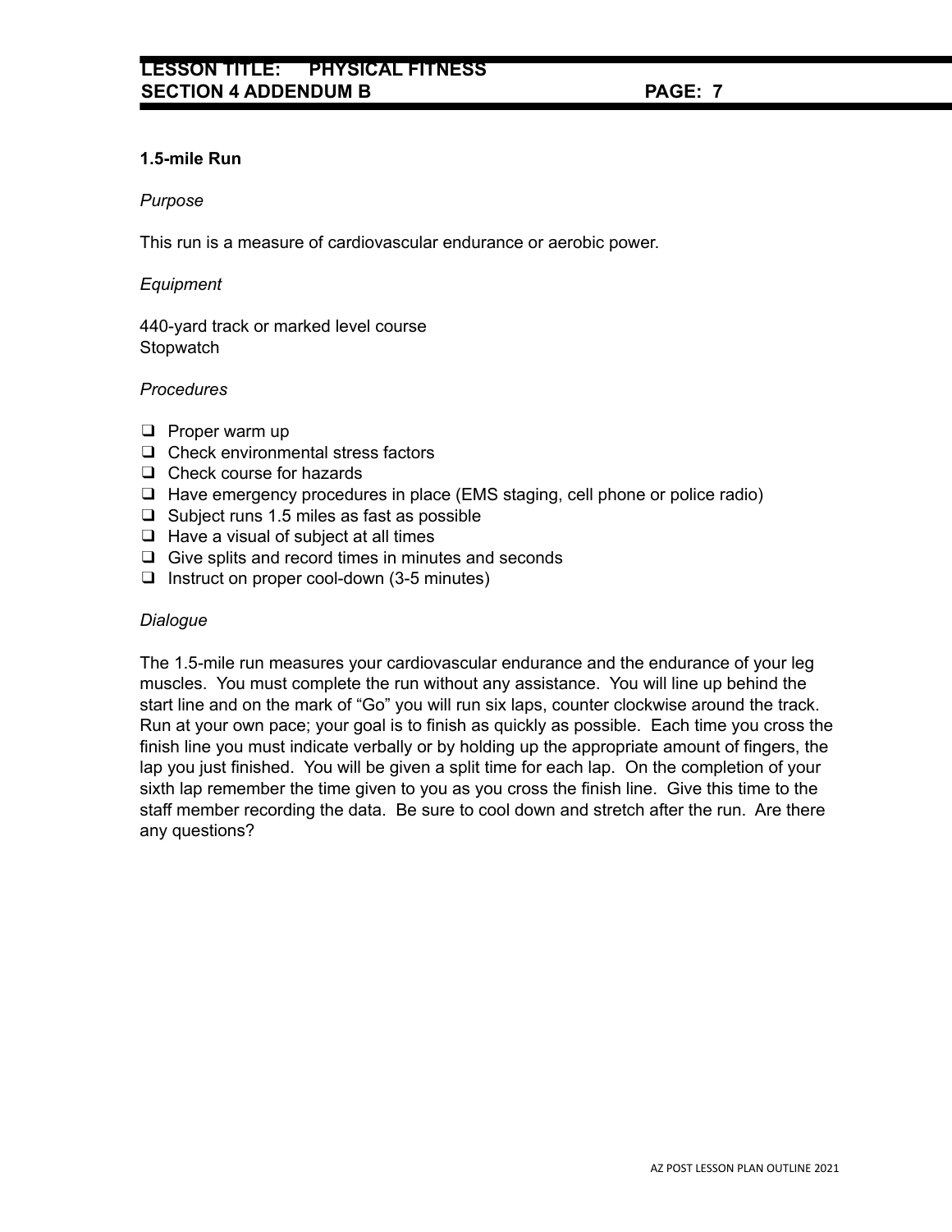**1.5-mile Run**

*Purpose*

This run is a measure of cardiovascular endurance or aerobic power.

*Equipment*

440-yard track or marked level course
Stopwatch

*Procedures*

- ❑ Proper warm up
- ❑ Check environmental stress factors
- ❑ Check course for hazards
- ❑ Have emergency procedures in place (EMS staging, cell phone or police radio)
- ❑ Subject runs 1.5 miles as fast as possible
- ❑ Have a visual of subject at all times
- ❑ Give splits and record times in minutes and seconds
- ❑ Instruct on proper cool-down (3-5 minutes)

*Dialogue*

The 1.5-mile run measures your cardiovascular endurance and the endurance of your leg muscles. You must complete the run without any assistance. You will line up behind the start line and on the mark of “Go” you will run six laps, counter clockwise around the track. Run at your own pace; your goal is to finish as quickly as possible. Each time you cross the finish line you must indicate verbally or by holding up the appropriate amount of fingers, the lap you just finished. You will be given a split time for each lap. On the completion of your sixth lap remember the time given to you as you cross the finish line. Give this time to the staff member recording the data. Be sure to cool down and stretch after the run. Are there any questions?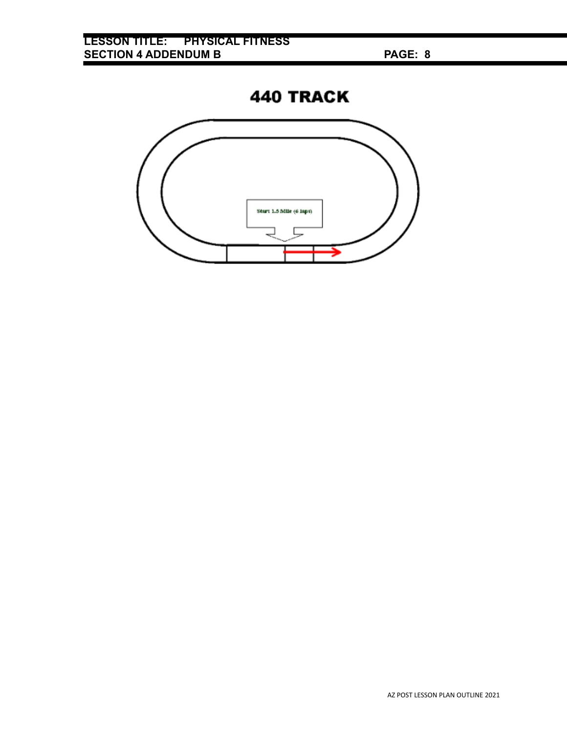# 440 TRACK

Start 1.5 Mile (6 laps)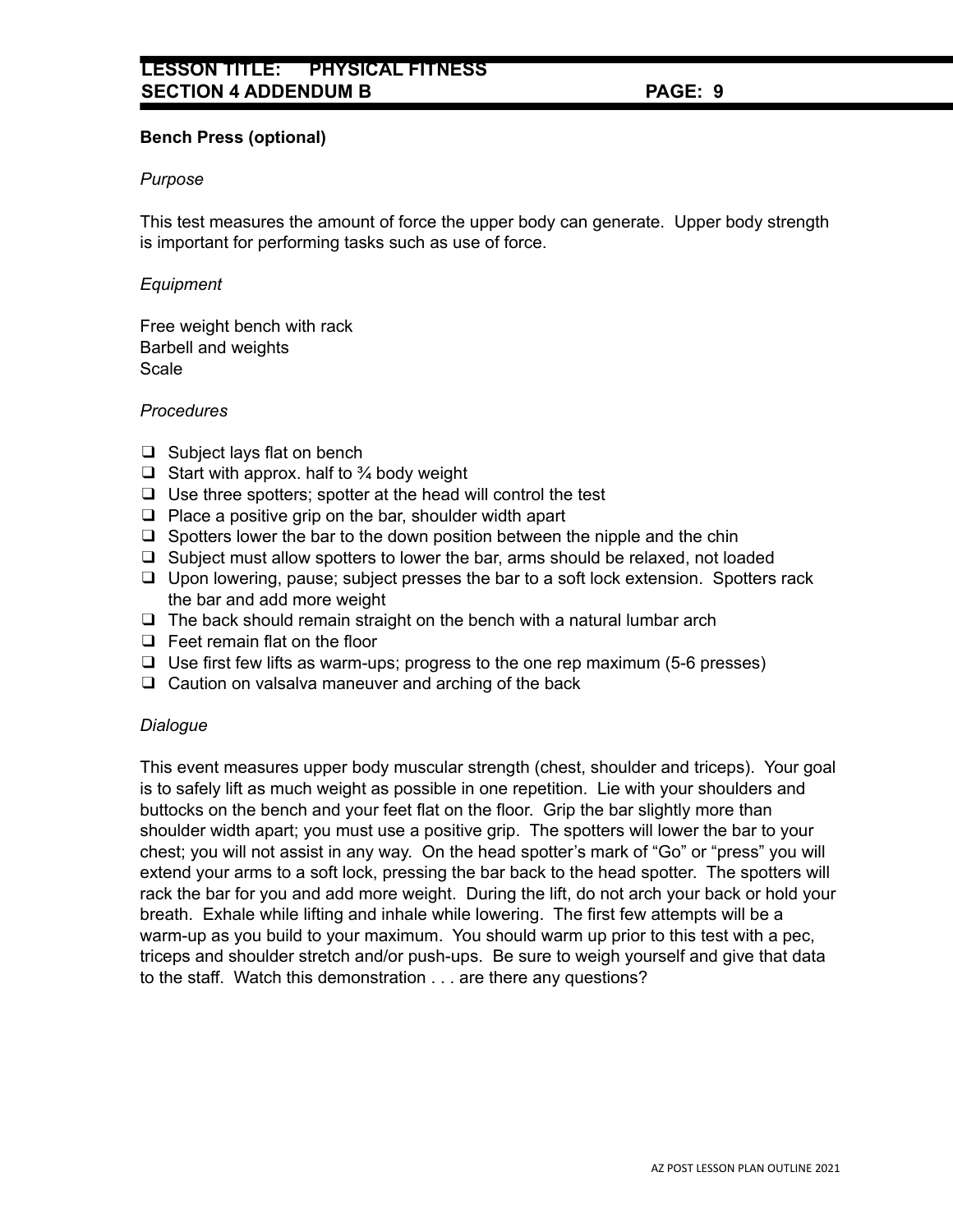**Bench Press (optional)**

*Purpose*

This test measures the amount of force the upper body can generate. Upper body strength is important for performing tasks such as use of force.

*Equipment*

Free weight bench with rack
Barbell and weights
Scale

*Procedures*

- ❑ Subject lays flat on bench
- ❑ Start with approx. half to ¾ body weight
- ❑ Use three spotters; spotter at the head will control the test
- ❑ Place a positive grip on the bar, shoulder width apart
- ❑ Spotters lower the bar to the down position between the nipple and the chin
- ❑ Subject must allow spotters to lower the bar, arms should be relaxed, not loaded
- ❑ Upon lowering, pause; subject presses the bar to a soft lock extension. Spotters rack the bar and add more weight
- ❑ The back should remain straight on the bench with a natural lumbar arch
- ❑ Feet remain flat on the floor
- ❑ Use first few lifts as warm-ups; progress to the one rep maximum (5-6 presses)
- ❑ Caution on valsalva maneuver and arching of the back

*Dialogue*

This event measures upper body muscular strength (chest, shoulder and triceps). Your goal is to safely lift as much weight as possible in one repetition. Lie with your shoulders and buttocks on the bench and your feet flat on the floor. Grip the bar slightly more than shoulder width apart; you must use a positive grip. The spotters will lower the bar to your chest; you will not assist in any way. On the head spotter's mark of "Go" or "press" you will extend your arms to a soft lock, pressing the bar back to the head spotter. The spotters will rack the bar for you and add more weight. During the lift, do not arch your back or hold your breath. Exhale while lifting and inhale while lowering. The first few attempts will be a warm-up as you build to your maximum. You should warm up prior to this test with a pec, triceps and shoulder stretch and/or push-ups. Be sure to weigh yourself and give that data to the staff. Watch this demonstration . . . are there any questions?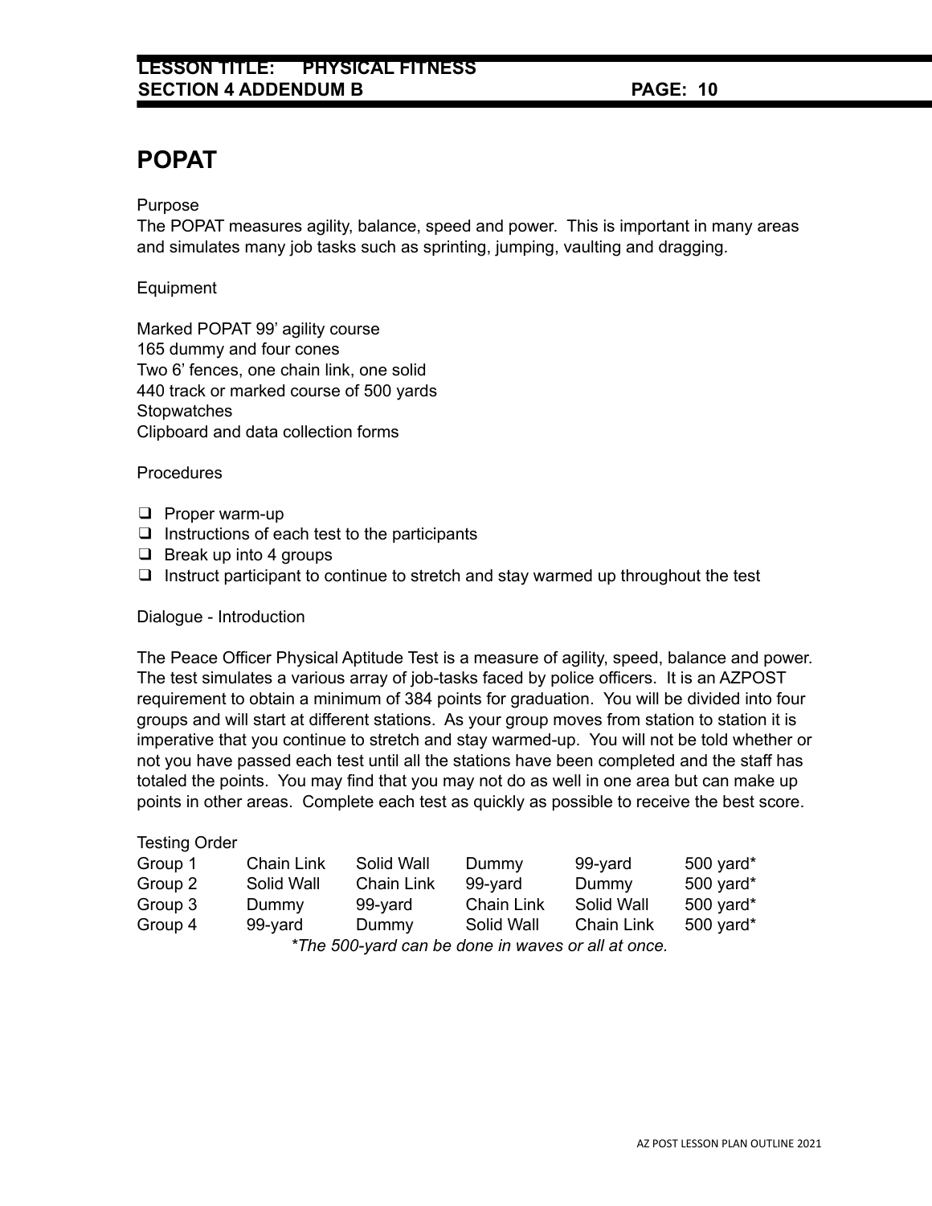# POPAT

Purpose

The POPAT measures agility, balance, speed and power. This is important in many areas and simulates many job tasks such as sprinting, jumping, vaulting and dragging.

Equipment

Marked POPAT 99' agility course
165 dummy and four cones
Two 6' fences, one chain link, one solid
440 track or marked course of 500 yards
Stopwatches
Clipboard and data collection forms

Procedures

- ❑ Proper warm-up
- ❑ Instructions of each test to the participants
- ❑ Break up into 4 groups
- ❑ Instruct participant to continue to stretch and stay warmed up throughout the test

Dialogue - Introduction

The Peace Officer Physical Aptitude Test is a measure of agility, speed, balance and power. The test simulates a various array of job-tasks faced by police officers. It is an AZPOST requirement to obtain a minimum of 384 points for graduation. You will be divided into four groups and will start at different stations. As your group moves from station to station it is imperative that you continue to stretch and stay warmed-up. You will not be told whether or not you have passed each test until all the stations have been completed and the staff has totaled the points. You may find that you may not do as well in one area but can make up points in other areas. Complete each test as quickly as possible to receive the best score.

Testing Order

| | | | | | |
|---|---|---|---|---|---|
| Group 1 | Chain Link | Solid Wall | Dummy | 99-yard | 500 yard* |
| Group 2 | Solid Wall | Chain Link | 99-yard | Dummy | 500 yard* |
| Group 3 | Dummy | 99-yard | Chain Link | Solid Wall | 500 yard* |
| Group 4 | 99-yard | Dummy | Solid Wall | Chain Link | 500 yard* |

*\*The 500-yard can be done in waves or all at once.*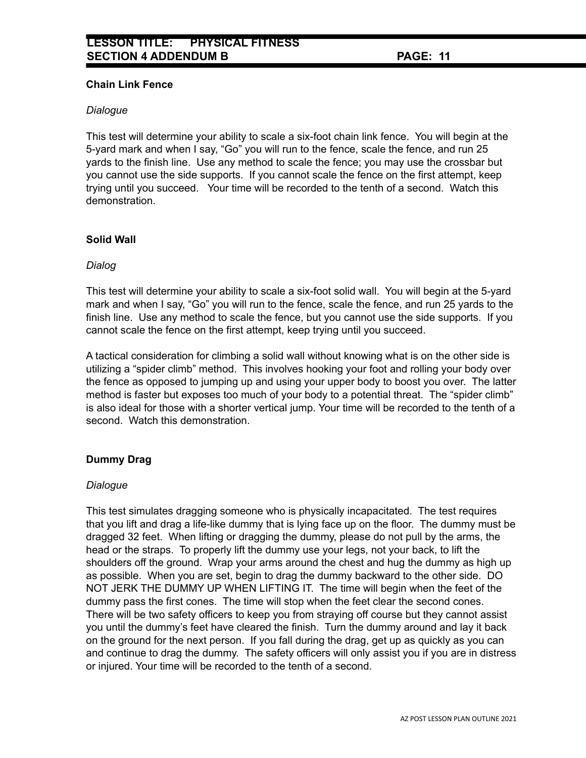**Chain Link Fence**

*Dialogue*

This test will determine your ability to scale a six-foot chain link fence. You will begin at the 5-yard mark and when I say, “Go” you will run to the fence, scale the fence, and run 25 yards to the finish line. Use any method to scale the fence; you may use the crossbar but you cannot use the side supports. If you cannot scale the fence on the first attempt, keep trying until you succeed. Your time will be recorded to the tenth of a second. Watch this demonstration.

**Solid Wall**

*Dialog*

This test will determine your ability to scale a six-foot solid wall. You will begin at the 5-yard mark and when I say, “Go” you will run to the fence, scale the fence, and run 25 yards to the finish line. Use any method to scale the fence, but you cannot use the side supports. If you cannot scale the fence on the first attempt, keep trying until you succeed.

A tactical consideration for climbing a solid wall without knowing what is on the other side is utilizing a “spider climb” method. This involves hooking your foot and rolling your body over the fence as opposed to jumping up and using your upper body to boost you over. The latter method is faster but exposes too much of your body to a potential threat. The “spider climb” is also ideal for those with a shorter vertical jump. Your time will be recorded to the tenth of a second. Watch this demonstration.

**Dummy Drag**

*Dialogue*

This test simulates dragging someone who is physically incapacitated. The test requires that you lift and drag a life-like dummy that is lying face up on the floor. The dummy must be dragged 32 feet. When lifting or dragging the dummy, please do not pull by the arms, the head or the straps. To properly lift the dummy use your legs, not your back, to lift the shoulders off the ground. Wrap your arms around the chest and hug the dummy as high up as possible. When you are set, begin to drag the dummy backward to the other side. DO NOT JERK THE DUMMY UP WHEN LIFTING IT. The time will begin when the feet of the dummy pass the first cones. The time will stop when the feet clear the second cones. There will be two safety officers to keep you from straying off course but they cannot assist you until the dummy’s feet have cleared the finish. Turn the dummy around and lay it back on the ground for the next person. If you fall during the drag, get up as quickly as you can and continue to drag the dummy. The safety officers will only assist you if you are in distress or injured. Your time will be recorded to the tenth of a second.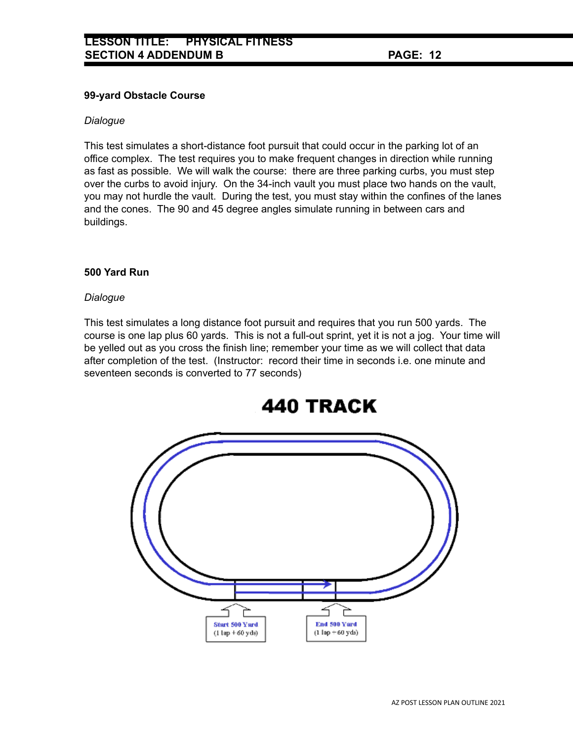### 99-yard Obstacle Course

*Dialogue*

This test simulates a short-distance foot pursuit that could occur in the parking lot of an office complex. The test requires you to make frequent changes in direction while running as fast as possible. We will walk the course: there are three parking curbs, you must step over the curbs to avoid injury. On the 34-inch vault you must place two hands on the vault, you may not hurdle the vault. During the test, you must stay within the confines of the lanes and the cones. The 90 and 45 degree angles simulate running in between cars and buildings.

### 500 Yard Run

*Dialogue*

This test simulates a long distance foot pursuit and requires that you run 500 yards. The course is one lap plus 60 yards. This is not a full-out sprint, yet it is not a jog. Your time will be yelled out as you cross the finish line; remember your time as we will collect that data after completion of the test. (Instructor: record their time in seconds i.e. one minute and seventeen seconds is converted to 77 seconds)

440 TRACK

Start 500 Yard
(1 lap + 60 yds)

End 500 Yard
(1 lap + 60 yds)